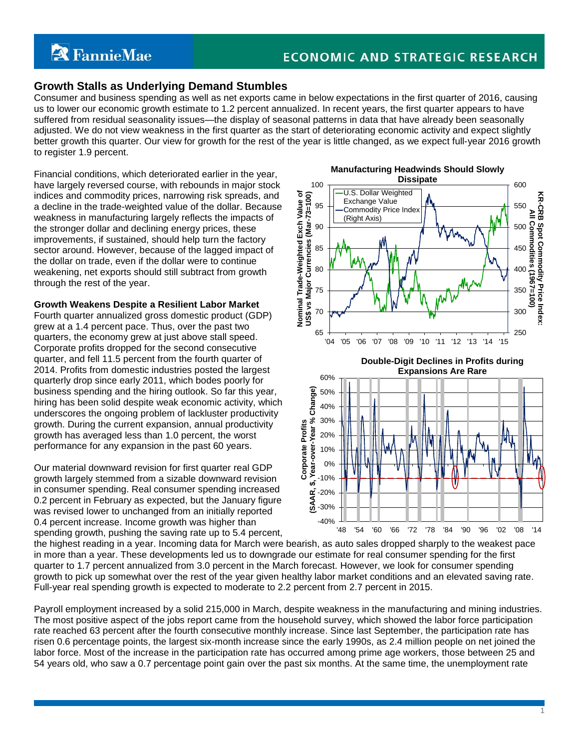# Growth Stalls as Underlying Demand Stumbles

Consumer and business spending as well as net exports came in below expectations in the first quarter of 2016, causing us to lower our economic growth estimate to 1.2 percent annualized. In recent years, the first quarter appears to have suffered from residual seasonality issues—the display of seasonal patterns in data that have already been seasonally adjusted. We do not view weakness in the first quarter as the start of deteriorating economic activity and expect slightly better growth this quarter. Our view for growth for the rest of the year is little changed, as we expect full-year 2016 growth to register 1.9 percent.

Financial conditions, which deteriorated earlier in the year, have largely reversed course, with rebounds in major stock indices and commodity prices, narrowing risk spreads, and a decline in the trade-weighted value of the dollar. Because weakness in manufacturing largely reflects the impacts of the stronger dollar and declining energy prices, these improvements, if sustained, should help turn the factory sector around. However, because of the lagged impact of the dollar on trade, even if the dollar were to continue weakening, net exports should still subtract from growth through the rest of the year.

**Manufacturing Headwinds Should Slowly Dissipate**

**Double-Digit Declines in Profits during Expansions Are Rare**

## Growth Weakens Despite a Resilient Labor Market

Fourth quarter annualized gross domestic product (GDP) grew at a 1.4 percent pace. Thus, over the past two quarters, the economy grew at just above stall speed. Corporate profits dropped for the second consecutive quarter, and fell 11.5 percent from the fourth quarter of 2014. Profits from domestic industries posted the largest quarterly drop since early 2011, which bodes poorly for business spending and the hiring outlook. So far this year, hiring has been solid despite weak economic activity, which underscores the ongoing problem of lackluster productivity growth. During the current expansion, annual productivity growth has averaged less than 1.0 percent, the worst performance for any expansion in the past 60 years.

Our material downward revision for first quarter real GDP growth largely stemmed from a sizable downward revision in consumer spending. Real consumer spending increased 0.2 percent in February as expected, but the January figure was revised lower to unchanged from an initially reported 0.4 percent increase. Income growth was higher than spending growth, pushing the saving rate up to 5.4 percent, the highest reading in a year. Incoming data for March were bearish, as auto sales dropped sharply to the weakest pace in more than a year. These developments led us to downgrade our estimate for real consumer spending for the first quarter to 1.7 percent annualized from 3.0 percent in the March forecast. However, we look for consumer spending growth to pick up somewhat over the rest of the year given healthy labor market conditions and an elevated saving rate. Full-year real spending growth is expected to moderate to 2.2 percent from 2.7 percent in 2015.

Payroll employment increased by a solid 215,000 in March, despite weakness in the manufacturing and mining industries. The most positive aspect of the jobs report came from the household survey, which showed the labor force participation rate reached 63 percent after the fourth consecutive monthly increase. Since last September, the participation rate has risen 0.6 percentage points, the largest six-month increase since the early 1990s, as 2.4 million people on net joined the labor force. Most of the increase in the participation rate has occurred among prime age workers, those between 25 and 54 years old, who saw a 0.7 percentage point gain over the past six months. At the same time, the unemployment rate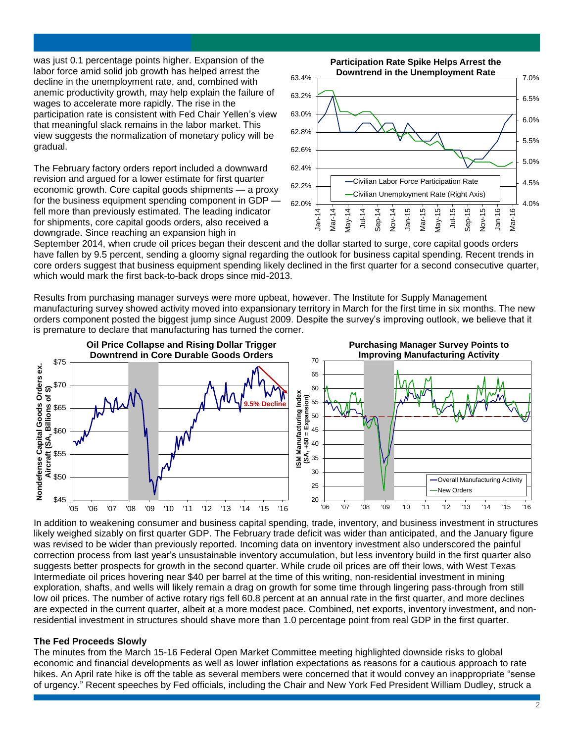was just 0.1 percentage points higher. Expansion of the labor force amid solid job growth has helped arrest the decline in the unemployment rate, and, combined with anemic productivity growth, may help explain the failure of wages to accelerate more rapidly. The rise in the participation rate is consistent with Fed Chair Yellen's view that meaningful slack remains in the labor market. This view suggests the normalization of monetary policy will be gradual.

**Participation Rate Spike Helps Arrest the Downtrend in the Unemployment Rate**

The February factory orders report included a downward revision and argued for a lower estimate for first quarter economic growth. Core capital goods shipments — a proxy for the business equipment spending component in GDP — fell more than previously estimated. The leading indicator for shipments, core capital goods orders, also received a downgrade. Since reaching an expansion high in September 2014, when crude oil prices began their descent and the dollar started to surge, core capital goods orders have fallen by 9.5 percent, sending a gloomy signal regarding the outlook for business capital spending. Recent trends in core orders suggest that business equipment spending likely declined in the first quarter for a second consecutive quarter, which would mark the first back-to-back drops since mid-2013.

Results from purchasing manager surveys were more upbeat, however. The Institute for Supply Management manufacturing survey showed activity moved into expansionary territory in March for the first time in six months. The new orders component posted the biggest jump since August 2009. Despite the survey's improving outlook, we believe that it is premature to declare that manufacturing has turned the corner.

**Oil Price Collapse and Rising Dollar Trigger Downtrend in Core Durable Goods Orders**

**Purchasing Manager Survey Points to Improving Manufacturing Activity**

In addition to weakening consumer and business capital spending, trade, inventory, and business investment in structures likely weighed sizably on first quarter GDP. The February trade deficit was wider than anticipated, and the January figure was revised to be wider than previously reported. Incoming data on inventory investment also underscored the painful correction process from last year's unsustainable inventory accumulation, but less inventory build in the first quarter also suggests better prospects for growth in the second quarter. While crude oil prices are off their lows, with West Texas Intermediate oil prices hovering near $40 per barrel at the time of this writing, non-residential investment in mining exploration, shafts, and wells will likely remain a drag on growth for some time through lingering pass-through from still low oil prices. The number of active rotary rigs fell 60.8 percent at an annual rate in the first quarter, and more declines are expected in the current quarter, albeit at a more modest pace. Combined, net exports, inventory investment, and non-residential investment in structures should shave more than 1.0 percentage point from real GDP in the first quarter.

### The Fed Proceeds Slowly

The minutes from the March 15-16 Federal Open Market Committee meeting highlighted downside risks to global economic and financial developments as well as lower inflation expectations as reasons for a cautious approach to rate hikes. An April rate hike is off the table as several members were concerned that it would convey an inappropriate "sense of urgency." Recent speeches by Fed officials, including the Chair and New York Fed President William Dudley, struck a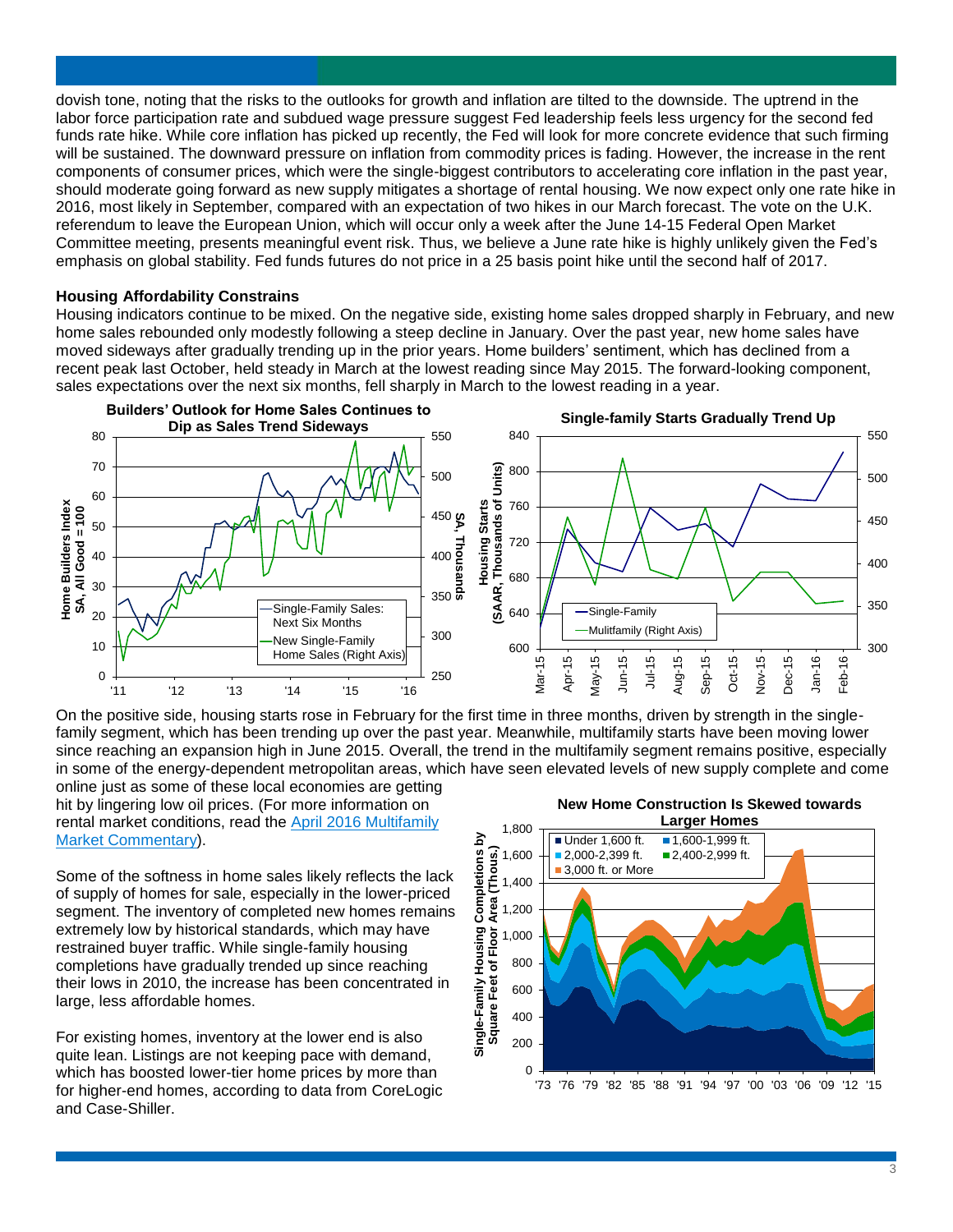dovish tone, noting that the risks to the outlooks for growth and inflation are tilted to the downside. The uptrend in the labor force participation rate and subdued wage pressure suggest Fed leadership feels less urgency for the second fed funds rate hike. While core inflation has picked up recently, the Fed will look for more concrete evidence that such firming will be sustained. The downward pressure on inflation from commodity prices is fading. However, the increase in the rent components of consumer prices, which were the single-biggest contributors to accelerating core inflation in the past year, should moderate going forward as new supply mitigates a shortage of rental housing. We now expect only one rate hike in 2016, most likely in September, compared with an expectation of two hikes in our March forecast. The vote on the U.K. referendum to leave the European Union, which will occur only a week after the June 14-15 Federal Open Market Committee meeting, presents meaningful event risk. Thus, we believe a June rate hike is highly unlikely given the Fed's emphasis on global stability. Fed funds futures do not price in a 25 basis point hike until the second half of 2017.

### Housing Affordability Constrains

Housing indicators continue to be mixed. On the negative side, existing home sales dropped sharply in February, and new home sales rebounded only modestly following a steep decline in January. Over the past year, new home sales have moved sideways after gradually trending up in the prior years. Home builders' sentiment, which has declined from a recent peak last October, held steady in March at the lowest reading since May 2015. The forward-looking component, sales expectations over the next six months, fell sharply in March to the lowest reading in a year.

**Builders' Outlook for Home Sales Continues to Dip as Sales Trend Sideways**

**Single-family Starts Gradually Trend Up**

On the positive side, housing starts rose in February for the first time in three months, driven by strength in the single-family segment, which has been trending up over the past year. Meanwhile, multifamily starts have been moving lower since reaching an expansion high in June 2015. Overall, the trend in the multifamily segment remains positive, especially in some of the energy-dependent metropolitan areas, which have seen elevated levels of new supply complete and come online just as some of these local economies are getting hit by lingering low oil prices. (For more information on rental market conditions, read the April 2016 Multifamily Market Commentary).

Some of the softness in home sales likely reflects the lack of supply of homes for sale, especially in the lower-priced segment. The inventory of completed new homes remains extremely low by historical standards, which may have restrained buyer traffic. While single-family housing completions have gradually trended up since reaching their lows in 2010, the increase has been concentrated in large, less affordable homes.

For existing homes, inventory at the lower end is also quite lean. Listings are not keeping pace with demand, which has boosted lower-tier home prices by more than for higher-end homes, according to data from CoreLogic and Case-Shiller.

**New Home Construction Is Skewed towards Larger Homes**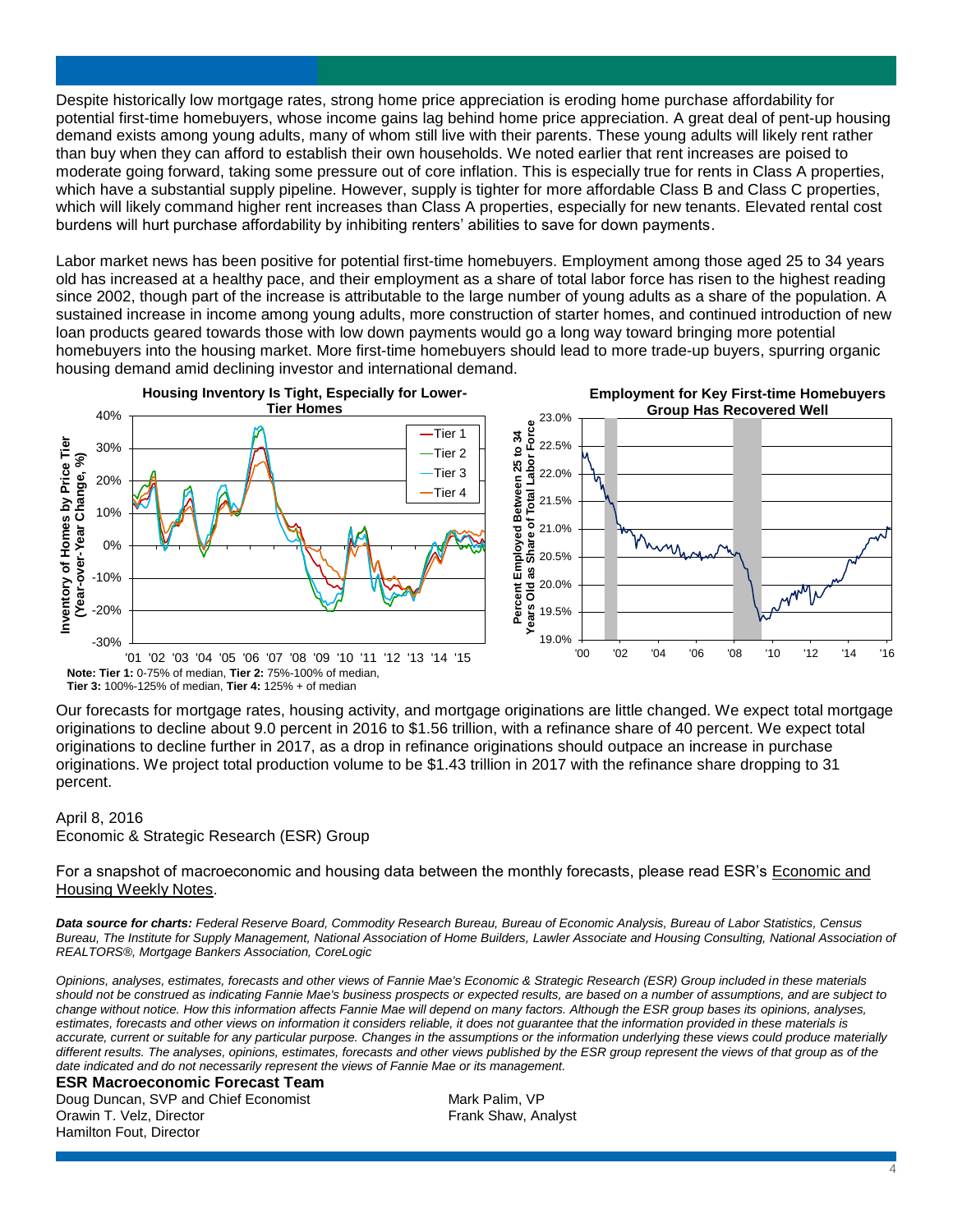Despite historically low mortgage rates, strong home price appreciation is eroding home purchase affordability for potential first-time homebuyers, whose income gains lag behind home price appreciation. A great deal of pent-up housing demand exists among young adults, many of whom still live with their parents. These young adults will likely rent rather than buy when they can afford to establish their own households. We noted earlier that rent increases are poised to moderate going forward, taking some pressure out of core inflation. This is especially true for rents in Class A properties, which have a substantial supply pipeline. However, supply is tighter for more affordable Class B and Class C properties, which will likely command higher rent increases than Class A properties, especially for new tenants. Elevated rental cost burdens will hurt purchase affordability by inhibiting renters' abilities to save for down payments.

Labor market news has been positive for potential first-time homebuyers. Employment among those aged 25 to 34 years old has increased at a healthy pace, and their employment as a share of total labor force has risen to the highest reading since 2002, though part of the increase is attributable to the large number of young adults as a share of the population. A sustained increase in income among young adults, more construction of starter homes, and continued introduction of new loan products geared towards those with low down payments would go a long way toward bringing more potential homebuyers into the housing market. More first-time homebuyers should lead to more trade-up buyers, spurring organic housing demand amid declining investor and international demand.

**Housing Inventory Is Tight, Especially for Lower-Tier Homes**

Inventory of Homes by Price Tier (Year-over-Year Change, %)

40%
30%
20%
10%
0%
-10%
-20%
-30%

'01 '02 '03 '04 '05 '06 '07 '08 '09 '10 '11 '12 '13 '14 '15

Tier 1
Tier 2
Tier 3
Tier 4

**Note: Tier 1:** 0-75% of median, **Tier 2:** 75%-100% of median, **Tier 3:** 100%-125% of median, **Tier 4:** 125% + of median

**Employment for Key First-time Homebuyers Group Has Recovered Well**

Percent Employed Between 25 to 34 Years Old as Share of Total Labor Force

23.0%
22.5%
22.0%
21.5%
21.0%
20.5%
20.0%
19.5%
19.0%

'00 '02 '04 '06 '08 '10 '12 '14 '16

Our forecasts for mortgage rates, housing activity, and mortgage originations are little changed. We expect total mortgage originations to decline about 9.0 percent in 2016 to $1.56 trillion, with a refinance share of 40 percent. We expect total originations to decline further in 2017, as a drop in refinance originations should outpace an increase in purchase originations. We project total production volume to be $1.43 trillion in 2017 with the refinance share dropping to 31 percent.

April 8, 2016
Economic & Strategic Research (ESR) Group

For a snapshot of macroeconomic and housing data between the monthly forecasts, please read ESR's Economic and Housing Weekly Notes.

***Data source for charts:*** *Federal Reserve Board, Commodity Research Bureau, Bureau of Economic Analysis, Bureau of Labor Statistics, Census Bureau, The Institute for Supply Management, National Association of Home Builders, Lawler Associate and Housing Consulting, National Association of REALTORS®, Mortgage Bankers Association, CoreLogic*

*Opinions, analyses, estimates, forecasts and other views of Fannie Mae's Economic & Strategic Research (ESR) Group included in these materials should not be construed as indicating Fannie Mae's business prospects or expected results, are based on a number of assumptions, and are subject to change without notice. How this information affects Fannie Mae will depend on many factors. Although the ESR group bases its opinions, analyses, estimates, forecasts and other views on information it considers reliable, it does not guarantee that the information provided in these materials is accurate, current or suitable for any particular purpose. Changes in the assumptions or the information underlying these views could produce materially different results. The analyses, opinions, estimates, forecasts and other views published by the ESR group represent the views of that group as of the date indicated and do not necessarily represent the views of Fannie Mae or its management.*

**ESR Macroeconomic Forecast Team**

Doug Duncan, SVP and Chief Economist
Orawin T. Velz, Director
Hamilton Fout, Director
Mark Palim, VP
Frank Shaw, Analyst